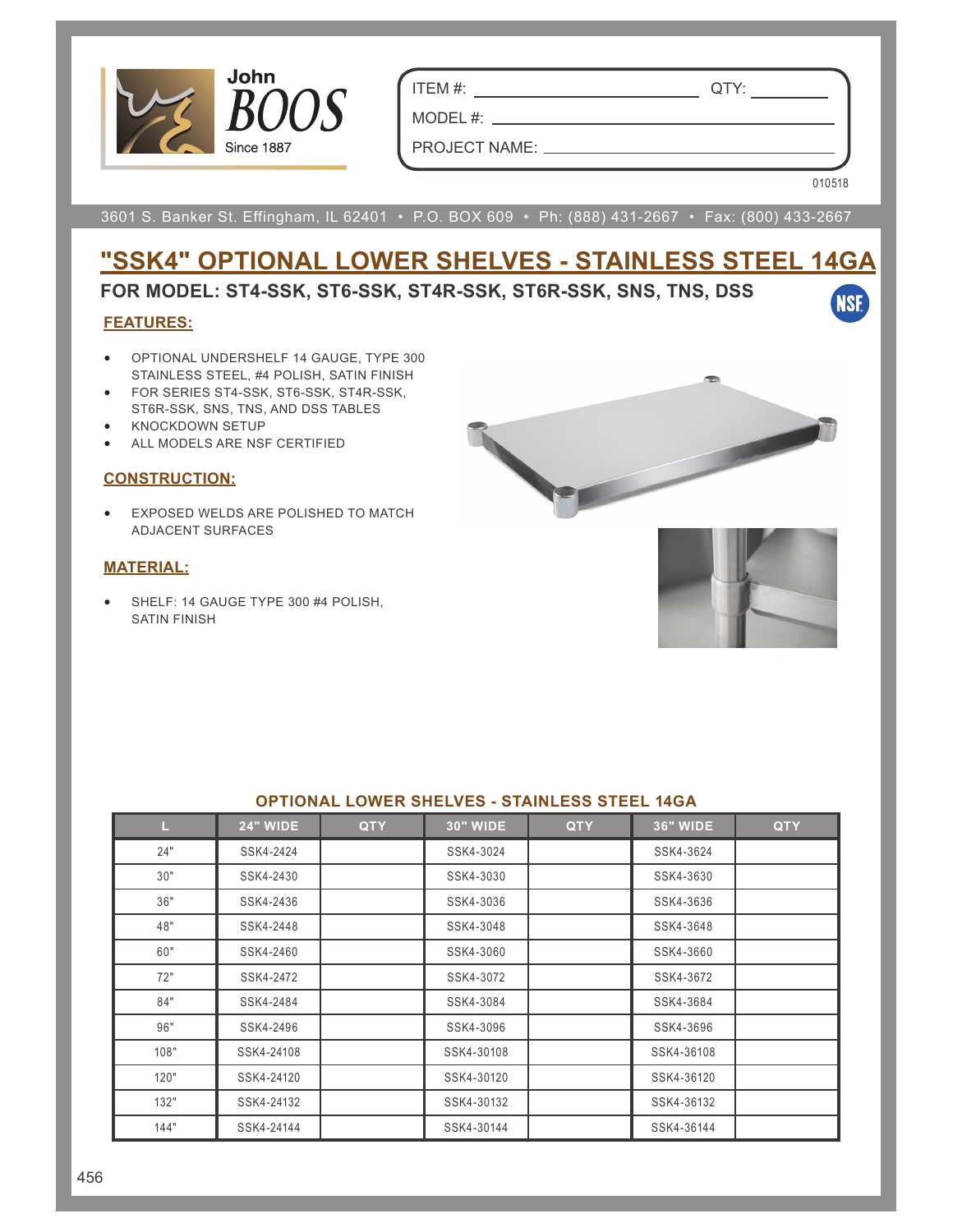John BOOS Since 1887

ITEM #: ______________ QTY: ________

MODEL #: ______________

PROJECT NAME: ______________

010518

3601 S. Banker St. Effingham, IL 62401 • P.O. BOX 609 • Ph: (888) 431-2667 • Fax: (800) 433-2667

# "SSK4" OPTIONAL LOWER SHELVES - STAINLESS STEEL 14GA

## FOR MODEL: ST4-SSK, ST6-SSK, ST4R-SSK, ST6R-SSK, SNS, TNS, DSS

### FEATURES:

- OPTIONAL UNDERSHELF 14 GAUGE, TYPE 300 STAINLESS STEEL, #4 POLISH, SATIN FINISH
- FOR SERIES ST4-SSK, ST6-SSK, ST4R-SSK, ST6R-SSK, SNS, TNS, AND DSS TABLES
- KNOCKDOWN SETUP
- ALL MODELS ARE NSF CERTIFIED

### CONSTRUCTION:

- EXPOSED WELDS ARE POLISHED TO MATCH ADJACENT SURFACES

### MATERIAL:

- SHELF: 14 GAUGE TYPE 300 #4 POLISH, SATIN FINISH

### OPTIONAL LOWER SHELVES - STAINLESS STEEL 14GA

| L | 24" WIDE | QTY | 30" WIDE | QTY | 36" WIDE | QTY |
|---|---|---|---|---|---|---|
| 24" | SSK4-2424 | | SSK4-3024 | | SSK4-3624 | |
| 30" | SSK4-2430 | | SSK4-3030 | | SSK4-3630 | |
| 36" | SSK4-2436 | | SSK4-3036 | | SSK4-3636 | |
| 48" | SSK4-2448 | | SSK4-3048 | | SSK4-3648 | |
| 60" | SSK4-2460 | | SSK4-3060 | | SSK4-3660 | |
| 72" | SSK4-2472 | | SSK4-3072 | | SSK4-3672 | |
| 84" | SSK4-2484 | | SSK4-3084 | | SSK4-3684 | |
| 96" | SSK4-2496 | | SSK4-3096 | | SSK4-3696 | |
| 108" | SSK4-24108 | | SSK4-30108 | | SSK4-36108 | |
| 120" | SSK4-24120 | | SSK4-30120 | | SSK4-36120 | |
| 132" | SSK4-24132 | | SSK4-30132 | | SSK4-36132 | |
| 144" | SSK4-24144 | | SSK4-30144 | | SSK4-36144 | |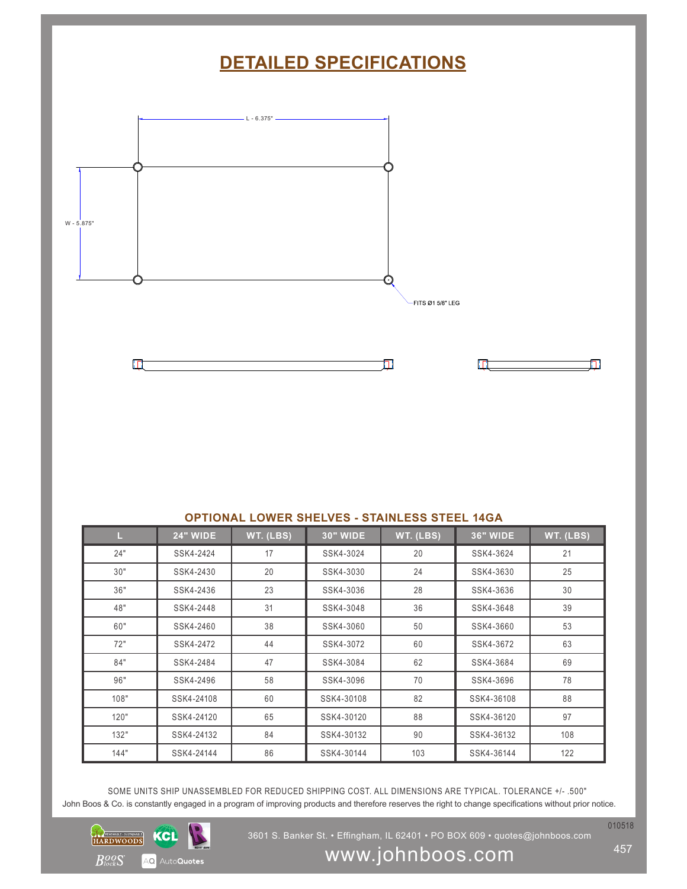# DETAILED SPECIFICATIONS

L - 6.375"

W - 5.875"

FITS Ø1 5/8" LEG

### OPTIONAL LOWER SHELVES - STAINLESS STEEL 14GA

| L | 24" WIDE | WT. (LBS) | 30" WIDE | WT. (LBS) | 36" WIDE | WT. (LBS) |
|---|---|---|---|---|---|---|
| 24" | SSK4-2424 | 17 | SSK4-3024 | 20 | SSK4-3624 | 21 |
| 30" | SSK4-2430 | 20 | SSK4-3030 | 24 | SSK4-3630 | 25 |
| 36" | SSK4-2436 | 23 | SSK4-3036 | 28 | SSK4-3636 | 30 |
| 48" | SSK4-2448 | 31 | SSK4-3048 | 36 | SSK4-3648 | 39 |
| 60" | SSK4-2460 | 38 | SSK4-3060 | 50 | SSK4-3660 | 53 |
| 72" | SSK4-2472 | 44 | SSK4-3072 | 60 | SSK4-3672 | 63 |
| 84" | SSK4-2484 | 47 | SSK4-3084 | 62 | SSK4-3684 | 69 |
| 96" | SSK4-2496 | 58 | SSK4-3096 | 70 | SSK4-3696 | 78 |
| 108" | SSK4-24108 | 60 | SSK4-30108 | 82 | SSK4-36108 | 88 |
| 120" | SSK4-24120 | 65 | SSK4-30120 | 88 | SSK4-36120 | 97 |
| 132" | SSK4-24132 | 84 | SSK4-30132 | 90 | SSK4-36132 | 108 |
| 144" | SSK4-24144 | 86 | SSK4-30144 | 103 | SSK4-36144 | 122 |

SOME UNITS SHIP UNASSEMBLED FOR REDUCED SHIPPING COST. ALL DIMENSIONS ARE TYPICAL. TOLERANCE +/- .500"

John Boos & Co. is constantly engaged in a program of improving products and therefore reserves the right to change specifications without prior notice.

010518

3601 S. Banker St. • Effingham, IL 62401 • PO BOX 609 • quotes@johnboos.com

www.johnboos.com